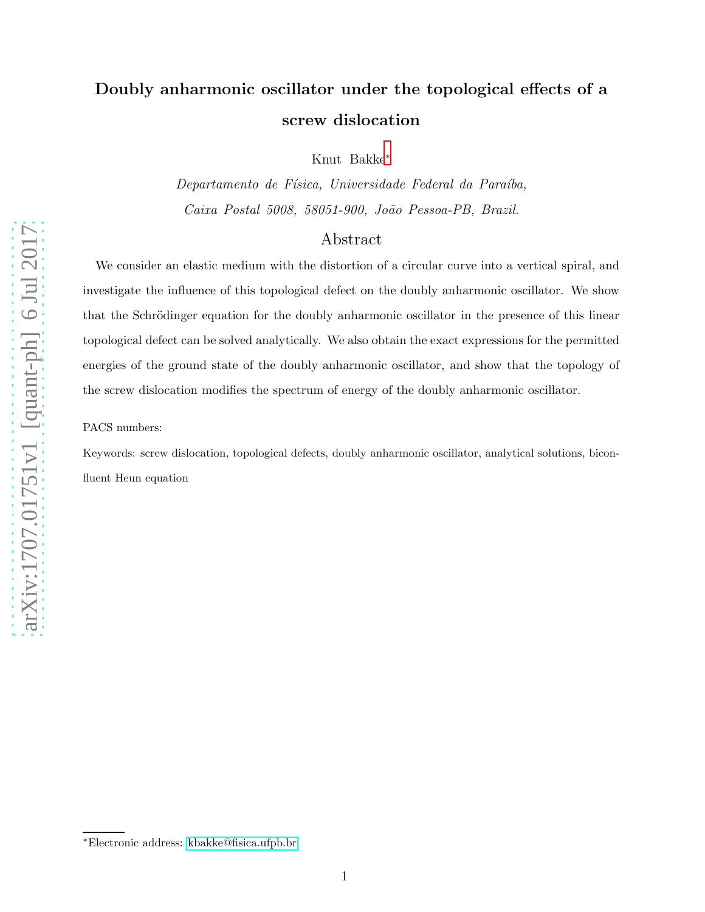# Doubly anharmonic oscillator under the topological effects of a screw dislocation

Knut Bakke[*]

*Departamento de Física, Universidade Federal da Paraíba, Caixa Postal 5008, 58051-900, João Pessoa-PB, Brazil.*

## Abstract

We consider an elastic medium with the distortion of a circular curve into a vertical spiral, and investigate the influence of this topological defect on the doubly anharmonic oscillator. We show that the Schrödinger equation for the doubly anharmonic oscillator in the presence of this linear topological defect can be solved analytically. We also obtain the exact expressions for the permitted energies of the ground state of the doubly anharmonic oscillator, and show that the topology of the screw dislocation modifies the spectrum of energy of the doubly anharmonic oscillator.

PACS numbers:

Keywords: screw dislocation, topological defects, doubly anharmonic oscillator, analytical solutions, biconfluent Heun equation

[*]Electronic address: kbakke@fisica.ufpb.br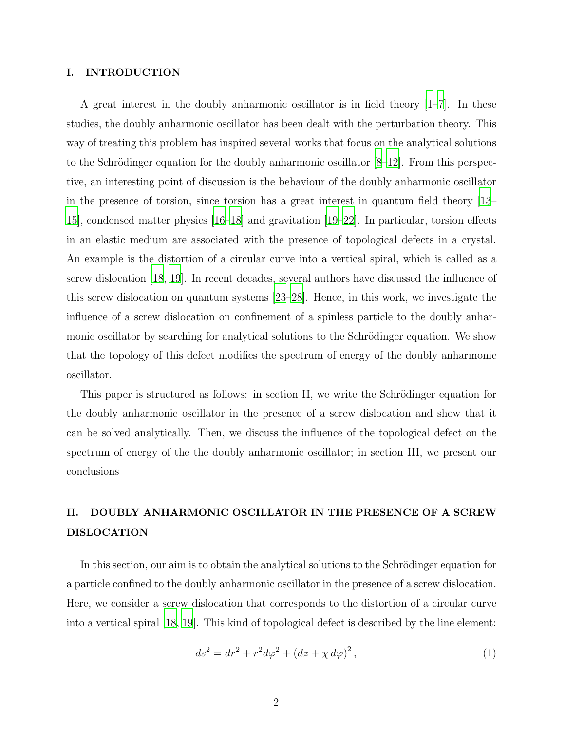## I. INTRODUCTION

A great interest in the doubly anharmonic oscillator is in field theory [1–7]. In these studies, the doubly anharmonic oscillator has been dealt with the perturbation theory. This way of treating this problem has inspired several works that focus on the analytical solutions to the Schrödinger equation for the doubly anharmonic oscillator [8–12]. From this perspective, an interesting point of discussion is the behaviour of the doubly anharmonic oscillator in the presence of torsion, since torsion has a great interest in quantum field theory [13–15], condensed matter physics [16–18] and gravitation [19–22]. In particular, torsion effects in an elastic medium are associated with the presence of topological defects in a crystal. An example is the distortion of a circular curve into a vertical spiral, which is called as a screw dislocation [18, 19]. In recent decades, several authors have discussed the influence of this screw dislocation on quantum systems [23–28]. Hence, in this work, we investigate the influence of a screw dislocation on confinement of a spinless particle to the doubly anharmonic oscillator by searching for analytical solutions to the Schrödinger equation. We show that the topology of this defect modifies the spectrum of energy of the doubly anharmonic oscillator.

This paper is structured as follows: in section II, we write the Schrödinger equation for the doubly anharmonic oscillator in the presence of a screw dislocation and show that it can be solved analytically. Then, we discuss the influence of the topological defect on the spectrum of energy of the the doubly anharmonic oscillator; in section III, we present our conclusions

## II. DOUBLY ANHARMONIC OSCILLATOR IN THE PRESENCE OF A SCREW DISLOCATION

In this section, our aim is to obtain the analytical solutions to the Schrödinger equation for a particle confined to the doubly anharmonic oscillator in the presence of a screw dislocation. Here, we consider a screw dislocation that corresponds to the distortion of a circular curve into a vertical spiral [18, 19]. This kind of topological defect is described by the line element:

$$ds^2 = dr^2 + r^2 d\varphi^2 + \left(dz + \chi\, d\varphi\right)^2, \tag{1}$$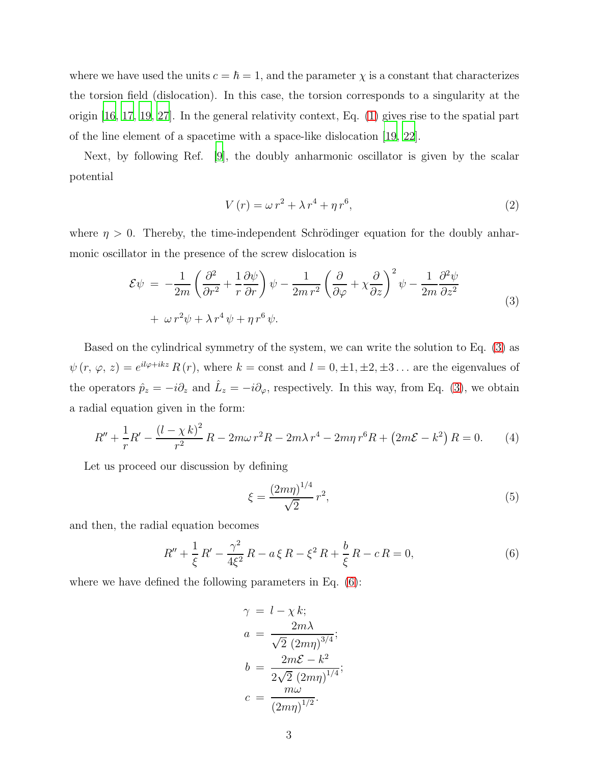where we have used the units $c = \hbar = 1$, and the parameter $\chi$ is a constant that characterizes the torsion field (dislocation). In this case, the torsion corresponds to a singularity at the origin [16, 17, 19, 27]. In the general relativity context, Eq. (1) gives rise to the spatial part of the line element of a spacetime with a space-like dislocation [19, 22].

Next, by following Ref. [9], the doubly anharmonic oscillator is given by the scalar potential

$$V\left(r\right) = \omega\, r^2 + \lambda\, r^4 + \eta\, r^6, \tag{2}$$

where $\eta > 0$. Thereby, the time-independent Schrödinger equation for the doubly anharmonic oscillator in the presence of the screw dislocation is

$$\begin{aligned}
\mathcal{E}\psi \;=\; & -\frac{1}{2m}\left(\frac{\partial^2}{\partial r^2} + \frac{1}{r}\frac{\partial \psi}{\partial r}\right)\psi - \frac{1}{2m\, r^2}\left(\frac{\partial}{\partial \varphi} + \chi\frac{\partial}{\partial z}\right)^2\psi - \frac{1}{2m}\frac{\partial^2 \psi}{\partial z^2} \\
& +\; \omega\, r^2 \psi + \lambda\, r^4\, \psi + \eta\, r^6\, \psi.
\end{aligned} \tag{3}$$

Based on the cylindrical symmetry of the system, we can write the solution to Eq. (3) as $\psi\left(r,\, \varphi,\, z\right) = e^{il\varphi + ikz}\, R\left(r\right)$, where $k = \text{const}$ and $l = 0, \pm 1, \pm 2, \pm 3\ldots$ are the eigenvalues of the operators $\hat{p}_z = -i\partial_z$ and $\hat{L}_z = -i\partial_\varphi$, respectively. In this way, from Eq. (3), we obtain a radial equation given in the form:

$$R'' + \frac{1}{r}R' - \frac{\left(l - \chi\, k\right)^2}{r^2}\, R - 2m\omega\, r^2 R - 2m\lambda\, r^4 - 2m\eta\, r^6 R + \left(2m\mathcal{E} - k^2\right) R = 0. \tag{4}$$

Let us proceed our discussion by defining

$$\xi = \frac{\left(2m\eta\right)^{1/4}}{\sqrt{2}}\, r^2, \tag{5}$$

and then, the radial equation becomes

$$R'' + \frac{1}{\xi}\, R' - \frac{\gamma^2}{4\xi^2}\, R - a\, \xi\, R - \xi^2\, R + \frac{b}{\xi}\, R - c\, R = 0, \tag{6}$$

where we have defined the following parameters in Eq. (6):

$$\begin{aligned}
\gamma \;&=\; l - \chi\, k; \\
a \;&=\; \frac{2m\lambda}{\sqrt{2}\, \left(2m\eta\right)^{3/4}}; \\
b \;&=\; \frac{2m\mathcal{E} - k^2}{2\sqrt{2}\, \left(2m\eta\right)^{1/4}}; \\
c \;&=\; \frac{m\omega}{\left(2m\eta\right)^{1/2}}.
\end{aligned}$$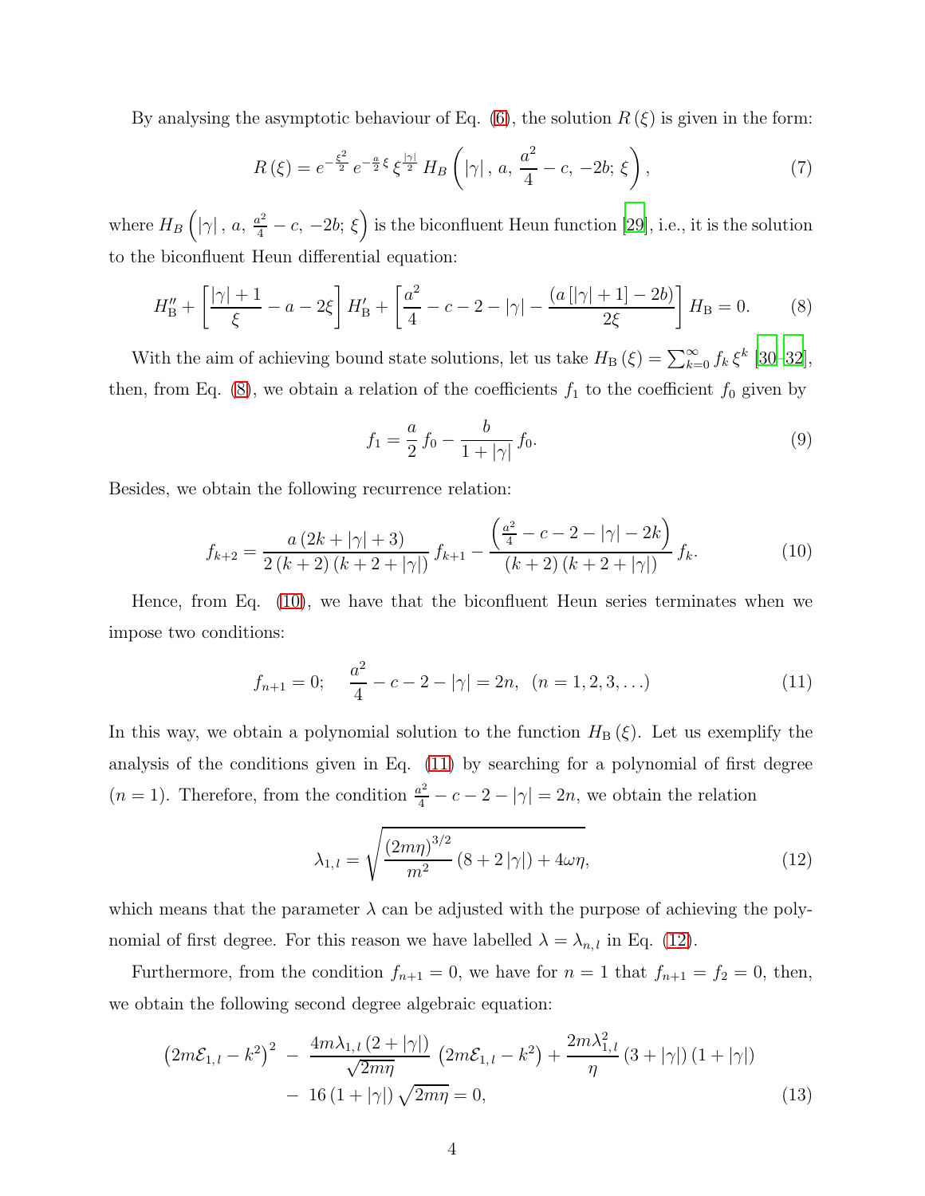By analysing the asymptotic behaviour of Eq. (6), the solution $R(\xi)$ is given in the form:

$$R(\xi) = e^{-\frac{\xi^2}{2}}\, e^{-\frac{a}{2}\xi}\, \xi^{\frac{|\gamma|}{2}}\, H_B\left(|\gamma|\,,\, a,\, \frac{a^2}{4} - c,\, -2b;\, \xi\right), \tag{7}$$

where $H_B\left(|\gamma|\,,\, a,\, \frac{a^2}{4} - c,\, -2b;\, \xi\right)$ is the biconfluent Heun function [29], i.e., it is the solution to the biconfluent Heun differential equation:

$$H_{\rm B}'' + \left[\frac{|\gamma| + 1}{\xi} - a - 2\xi\right] H_{\rm B}' + \left[\frac{a^2}{4} - c - 2 - |\gamma| - \frac{\left(a\left[|\gamma| + 1\right] - 2b\right)}{2\xi}\right] H_{\rm B} = 0. \tag{8}$$

With the aim of achieving bound state solutions, let us take $H_{\rm B}(\xi) = \sum_{k=0}^{\infty} f_k\, \xi^k$ [30–32], then, from Eq. (8), we obtain a relation of the coefficients $f_1$ to the coefficient $f_0$ given by

$$f_1 = \frac{a}{2}\, f_0 - \frac{b}{1 + |\gamma|}\, f_0. \tag{9}$$

Besides, we obtain the following recurrence relation:

$$f_{k+2} = \frac{a\left(2k + |\gamma| + 3\right)}{2\left(k + 2\right)\left(k + 2 + |\gamma|\right)}\, f_{k+1} - \frac{\left(\frac{a^2}{4} - c - 2 - |\gamma| - 2k\right)}{\left(k + 2\right)\left(k + 2 + |\gamma|\right)}\, f_k. \tag{10}$$

Hence, from Eq. (10), we have that the biconfluent Heun series terminates when we impose two conditions:

$$f_{n+1} = 0; \quad \frac{a^2}{4} - c - 2 - |\gamma| = 2n, \;\; (n = 1, 2, 3, \ldots) \tag{11}$$

In this way, we obtain a polynomial solution to the function $H_{\rm B}(\xi)$. Let us exemplify the analysis of the conditions given in Eq. (11) by searching for a polynomial of first degree ($n = 1$). Therefore, from the condition $\frac{a^2}{4} - c - 2 - |\gamma| = 2n$, we obtain the relation

$$\lambda_{1,\,l} = \sqrt{\frac{\left(2m\eta\right)^{3/2}}{m^2}\left(8 + 2\,|\gamma|\right) + 4\omega\eta}, \tag{12}$$

which means that the parameter $\lambda$ can be adjusted with the purpose of achieving the polynomial of first degree. For this reason we have labelled $\lambda = \lambda_{n,\,l}$ in Eq. (12).

Furthermore, from the condition $f_{n+1} = 0$, we have for $n = 1$ that $f_{n+1} = f_2 = 0$, then, we obtain the following second degree algebraic equation:

$$\begin{aligned}\left(2m\mathcal{E}_{1,\,l} - k^2\right)^2 \;-\; \frac{4m\lambda_{1,\,l}\left(2 + |\gamma|\right)}{\sqrt{2m\eta}}\,\left(2m\mathcal{E}_{1,\,l} - k^2\right) + \frac{2m\lambda_{1,\,l}^2}{\eta}\left(3 + |\gamma|\right)\left(1 + |\gamma|\right) \\ -\; 16\left(1 + |\gamma|\right)\sqrt{2m\eta} = 0,\end{aligned} \tag{13}$$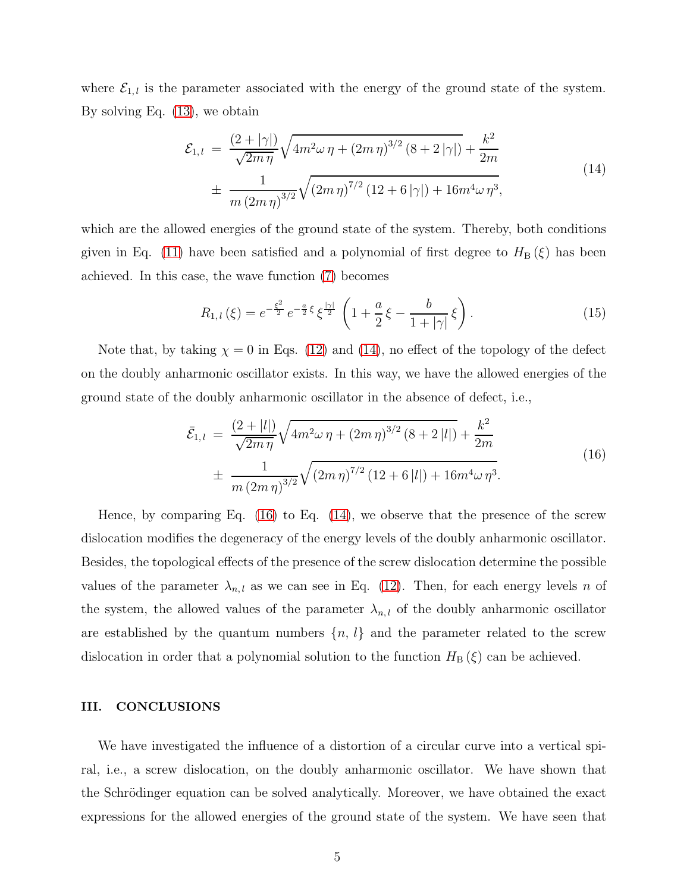where $\mathcal{E}_{1,\,l}$ is the parameter associated with the energy of the ground state of the system. By solving Eq. (13), we obtain

$$
\begin{aligned}
\mathcal{E}_{1,\,l} \;=&\; \frac{(2+|\gamma|)}{\sqrt{2m\,\eta}}\sqrt{4m^2\omega\,\eta+(2m\,\eta)^{3/2}\,(8+2\,|\gamma|)}+\frac{k^2}{2m} \\
&\pm\; \frac{1}{m\,(2m\,\eta)^{3/2}}\sqrt{(2m\,\eta)^{7/2}\,(12+6\,|\gamma|)+16m^4\omega\,\eta^3},
\end{aligned}
\tag{14}
$$

which are the allowed energies of the ground state of the system. Thereby, both conditions given in Eq. (11) have been satisfied and a polynomial of first degree to $H_{\mathrm{B}}\left(\xi\right)$ has been achieved. In this case, the wave function (7) becomes

$$
R_{1,\,l}\left(\xi\right)=e^{-\frac{\xi^2}{2}}\,e^{-\frac{a}{2}\,\xi}\,\xi^{\frac{|\gamma|}{2}}\,\left(1+\frac{a}{2}\,\xi-\frac{b}{1+|\gamma|}\,\xi\right).
\tag{15}
$$

Note that, by taking $\chi=0$ in Eqs. (12) and (14), no effect of the topology of the defect on the doubly anharmonic oscillator exists. In this way, we have the allowed energies of the ground state of the doubly anharmonic oscillator in the absence of defect, i.e.,

$$
\begin{aligned}
\bar{\mathcal{E}}_{1,\,l} \;=&\; \frac{(2+|l|)}{\sqrt{2m\,\eta}}\sqrt{4m^2\omega\,\eta+(2m\,\eta)^{3/2}\,(8+2\,|l|)}+\frac{k^2}{2m} \\
&\pm\; \frac{1}{m\,(2m\,\eta)^{3/2}}\sqrt{(2m\,\eta)^{7/2}\,(12+6\,|l|)+16m^4\omega\,\eta^3}.
\end{aligned}
\tag{16}
$$

Hence, by comparing Eq. (16) to Eq. (14), we observe that the presence of the screw dislocation modifies the degeneracy of the energy levels of the doubly anharmonic oscillator. Besides, the topological effects of the presence of the screw dislocation determine the possible values of the parameter $\lambda_{n,\,l}$ as we can see in Eq. (12). Then, for each energy levels $n$ of the system, the allowed values of the parameter $\lambda_{n,\,l}$ of the doubly anharmonic oscillator are established by the quantum numbers $\{n,\,l\}$ and the parameter related to the screw dislocation in order that a polynomial solution to the function $H_{\mathrm{B}}\left(\xi\right)$ can be achieved.

## III. CONCLUSIONS

We have investigated the influence of a distortion of a circular curve into a vertical spiral, i.e., a screw dislocation, on the doubly anharmonic oscillator. We have shown that the Schrödinger equation can be solved analytically. Moreover, we have obtained the exact expressions for the allowed energies of the ground state of the system. We have seen that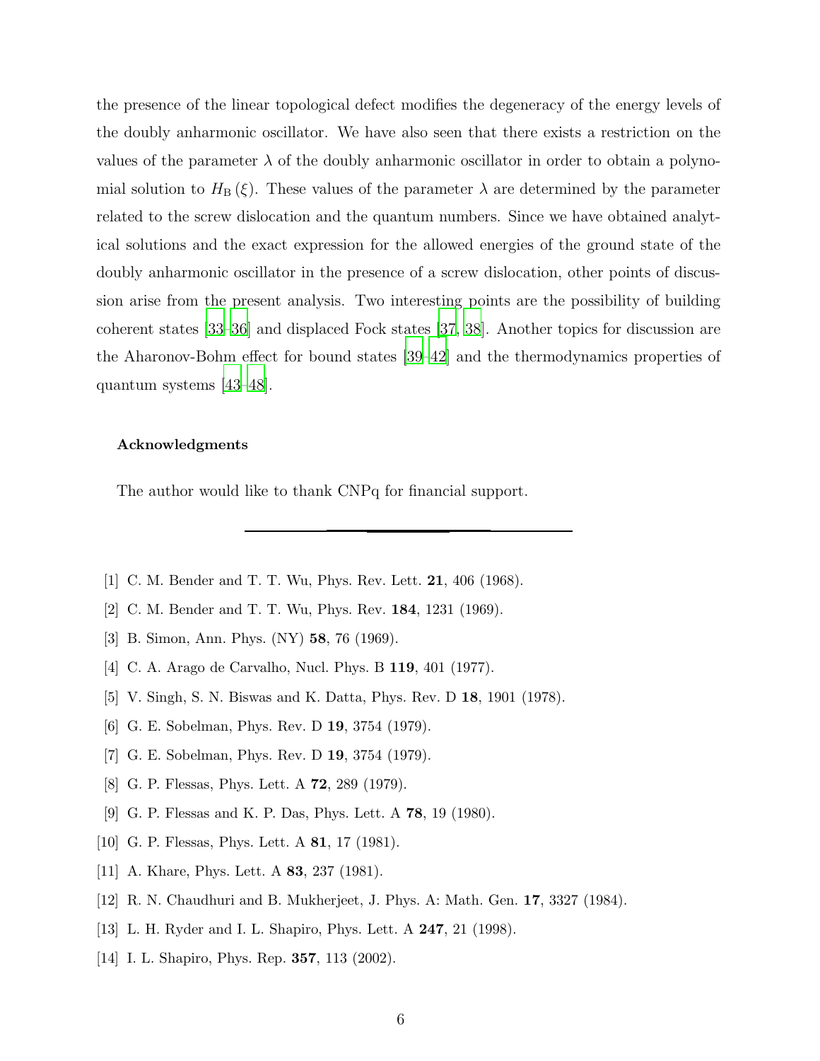the presence of the linear topological defect modifies the degeneracy of the energy levels of the doubly anharmonic oscillator. We have also seen that there exists a restriction on the values of the parameter $\lambda$ of the doubly anharmonic oscillator in order to obtain a polynomial solution to $H_{\mathrm{B}}(\xi)$. These values of the parameter $\lambda$ are determined by the parameter related to the screw dislocation and the quantum numbers. Since we have obtained analytical solutions and the exact expression for the allowed energies of the ground state of the doubly anharmonic oscillator in the presence of a screw dislocation, other points of discussion arise from the present analysis. Two interesting points are the possibility of building coherent states [33–36] and displaced Fock states [37, 38]. Another topics for discussion are the Aharonov-Bohm effect for bound states [39–42] and the thermodynamics properties of quantum systems [43–48].

#### Acknowledgments

The author would like to thank CNPq for financial support.

---

[1] C. M. Bender and T. T. Wu, Phys. Rev. Lett. **21**, 406 (1968).

[2] C. M. Bender and T. T. Wu, Phys. Rev. **184**, 1231 (1969).

[3] B. Simon, Ann. Phys. (NY) **58**, 76 (1969).

[4] C. A. Arago de Carvalho, Nucl. Phys. B **119**, 401 (1977).

[5] V. Singh, S. N. Biswas and K. Datta, Phys. Rev. D **18**, 1901 (1978).

[6] G. E. Sobelman, Phys. Rev. D **19**, 3754 (1979).

[7] G. E. Sobelman, Phys. Rev. D **19**, 3754 (1979).

[8] G. P. Flessas, Phys. Lett. A **72**, 289 (1979).

[9] G. P. Flessas and K. P. Das, Phys. Lett. A **78**, 19 (1980).

[10] G. P. Flessas, Phys. Lett. A **81**, 17 (1981).

[11] A. Khare, Phys. Lett. A **83**, 237 (1981).

[12] R. N. Chaudhuri and B. Mukherjeet, J. Phys. A: Math. Gen. **17**, 3327 (1984).

[13] L. H. Ryder and I. L. Shapiro, Phys. Lett. A **247**, 21 (1998).

[14] I. L. Shapiro, Phys. Rep. **357**, 113 (2002).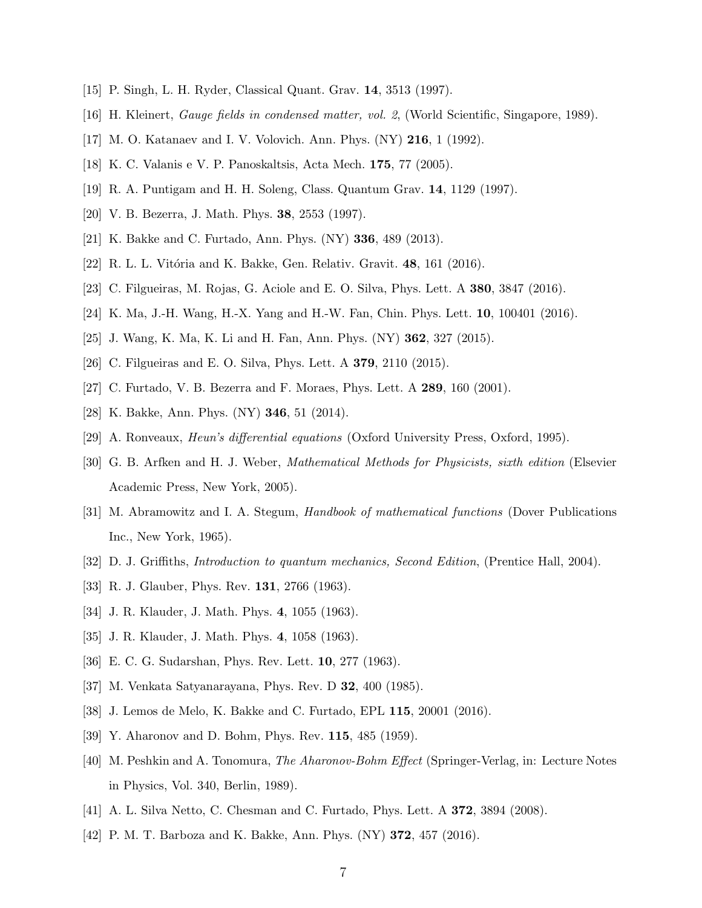[15] P. Singh, L. H. Ryder, Classical Quant. Grav. **14**, 3513 (1997).

[16] H. Kleinert, *Gauge fields in condensed matter, vol. 2*, (World Scientific, Singapore, 1989).

[17] M. O. Katanaev and I. V. Volovich. Ann. Phys. (NY) **216**, 1 (1992).

[18] K. C. Valanis e V. P. Panoskaltsis, Acta Mech. **175**, 77 (2005).

[19] R. A. Puntigam and H. H. Soleng, Class. Quantum Grav. **14**, 1129 (1997).

[20] V. B. Bezerra, J. Math. Phys. **38**, 2553 (1997).

[21] K. Bakke and C. Furtado, Ann. Phys. (NY) **336**, 489 (2013).

[22] R. L. L. Vitória and K. Bakke, Gen. Relativ. Gravit. **48**, 161 (2016).

[23] C. Filgueiras, M. Rojas, G. Aciole and E. O. Silva, Phys. Lett. A **380**, 3847 (2016).

[24] K. Ma, J.-H. Wang, H.-X. Yang and H.-W. Fan, Chin. Phys. Lett. **10**, 100401 (2016).

[25] J. Wang, K. Ma, K. Li and H. Fan, Ann. Phys. (NY) **362**, 327 (2015).

[26] C. Filgueiras and E. O. Silva, Phys. Lett. A **379**, 2110 (2015).

[27] C. Furtado, V. B. Bezerra and F. Moraes, Phys. Lett. A **289**, 160 (2001).

[28] K. Bakke, Ann. Phys. (NY) **346**, 51 (2014).

[29] A. Ronveaux, *Heun's differential equations* (Oxford University Press, Oxford, 1995).

[30] G. B. Arfken and H. J. Weber, *Mathematical Methods for Physicists, sixth edition* (Elsevier Academic Press, New York, 2005).

[31] M. Abramowitz and I. A. Stegum, *Handbook of mathematical functions* (Dover Publications Inc., New York, 1965).

[32] D. J. Griffiths, *Introduction to quantum mechanics, Second Edition*, (Prentice Hall, 2004).

[33] R. J. Glauber, Phys. Rev. **131**, 2766 (1963).

[34] J. R. Klauder, J. Math. Phys. **4**, 1055 (1963).

[35] J. R. Klauder, J. Math. Phys. **4**, 1058 (1963).

[36] E. C. G. Sudarshan, Phys. Rev. Lett. **10**, 277 (1963).

[37] M. Venkata Satyanarayana, Phys. Rev. D **32**, 400 (1985).

[38] J. Lemos de Melo, K. Bakke and C. Furtado, EPL **115**, 20001 (2016).

[39] Y. Aharonov and D. Bohm, Phys. Rev. **115**, 485 (1959).

[40] M. Peshkin and A. Tonomura, *The Aharonov-Bohm Effect* (Springer-Verlag, in: Lecture Notes in Physics, Vol. 340, Berlin, 1989).

[41] A. L. Silva Netto, C. Chesman and C. Furtado, Phys. Lett. A **372**, 3894 (2008).

[42] P. M. T. Barboza and K. Bakke, Ann. Phys. (NY) **372**, 457 (2016).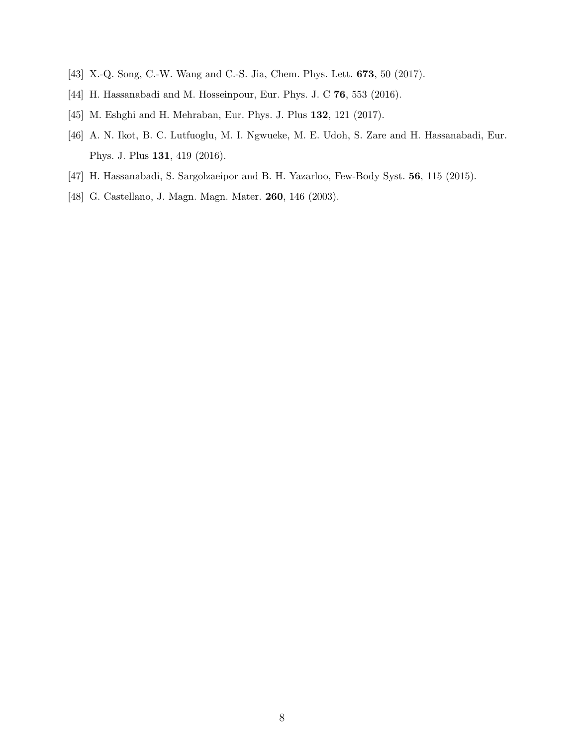[43] X.-Q. Song, C.-W. Wang and C.-S. Jia, Chem. Phys. Lett. **673**, 50 (2017).

[44] H. Hassanabadi and M. Hosseinpour, Eur. Phys. J. C **76**, 553 (2016).

[45] M. Eshghi and H. Mehraban, Eur. Phys. J. Plus **132**, 121 (2017).

[46] A. N. Ikot, B. C. Lutfuoglu, M. I. Ngwueke, M. E. Udoh, S. Zare and H. Hassanabadi, Eur. Phys. J. Plus **131**, 419 (2016).

[47] H. Hassanabadi, S. Sargolzaeipor and B. H. Yazarloo, Few-Body Syst. **56**, 115 (2015).

[48] G. Castellano, J. Magn. Magn. Mater. **260**, 146 (2003).